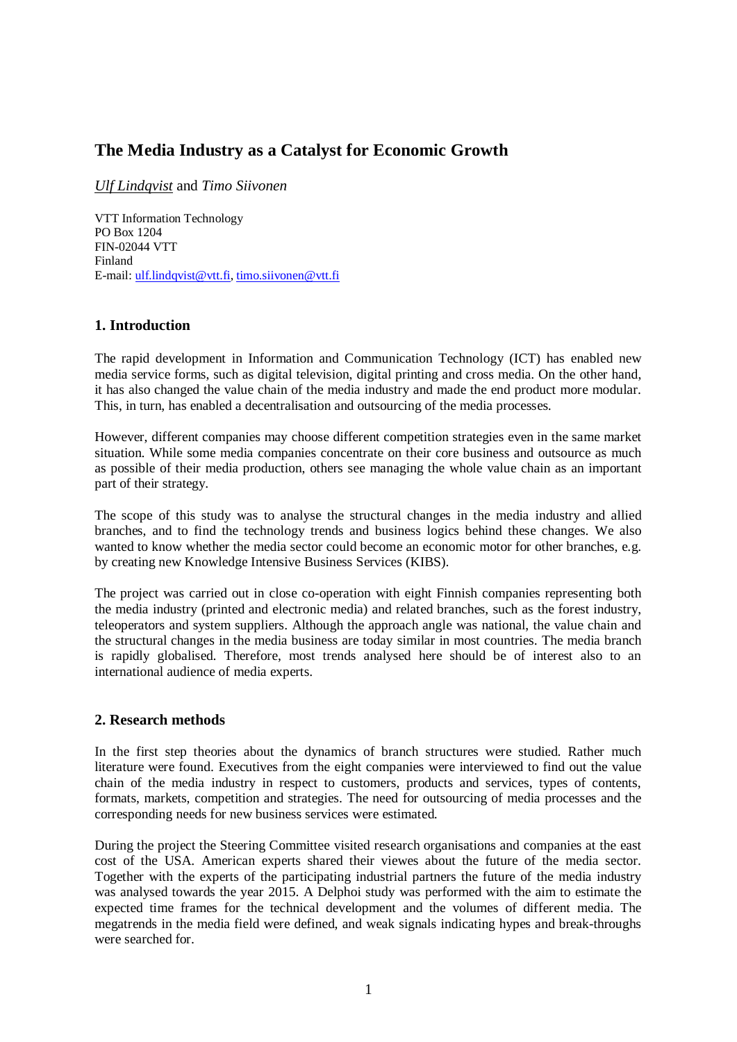# The Media Industry as a Catalyst for Economic Growth

*Ulf Lindqvist* and *Timo Siivonen*

VTT Information Technology
PO Box 1204
FIN-02044 VTT
Finland
E-mail: ulf.lindqvist@vtt.fi, timo.siivonen@vtt.fi

## 1. Introduction

The rapid development in Information and Communication Technology (ICT) has enabled new media service forms, such as digital television, digital printing and cross media. On the other hand, it has also changed the value chain of the media industry and made the end product more modular. This, in turn, has enabled a decentralisation and outsourcing of the media processes.

However, different companies may choose different competition strategies even in the same market situation. While some media companies concentrate on their core business and outsource as much as possible of their media production, others see managing the whole value chain as an important part of their strategy.

The scope of this study was to analyse the structural changes in the media industry and allied branches, and to find the technology trends and business logics behind these changes. We also wanted to know whether the media sector could become an economic motor for other branches, e.g. by creating new Knowledge Intensive Business Services (KIBS).

The project was carried out in close co-operation with eight Finnish companies representing both the media industry (printed and electronic media) and related branches, such as the forest industry, teleoperators and system suppliers. Although the approach angle was national, the value chain and the structural changes in the media business are today similar in most countries. The media branch is rapidly globalised. Therefore, most trends analysed here should be of interest also to an international audience of media experts.

## 2. Research methods

In the first step theories about the dynamics of branch structures were studied. Rather much literature were found. Executives from the eight companies were interviewed to find out the value chain of the media industry in respect to customers, products and services, types of contents, formats, markets, competition and strategies. The need for outsourcing of media processes and the corresponding needs for new business services were estimated.

During the project the Steering Committee visited research organisations and companies at the east cost of the USA. American experts shared their viewes about the future of the media sector. Together with the experts of the participating industrial partners the future of the media industry was analysed towards the year 2015. A Delphoi study was performed with the aim to estimate the expected time frames for the technical development and the volumes of different media. The megatrends in the media field were defined, and weak signals indicating hypes and break-throughs were searched for.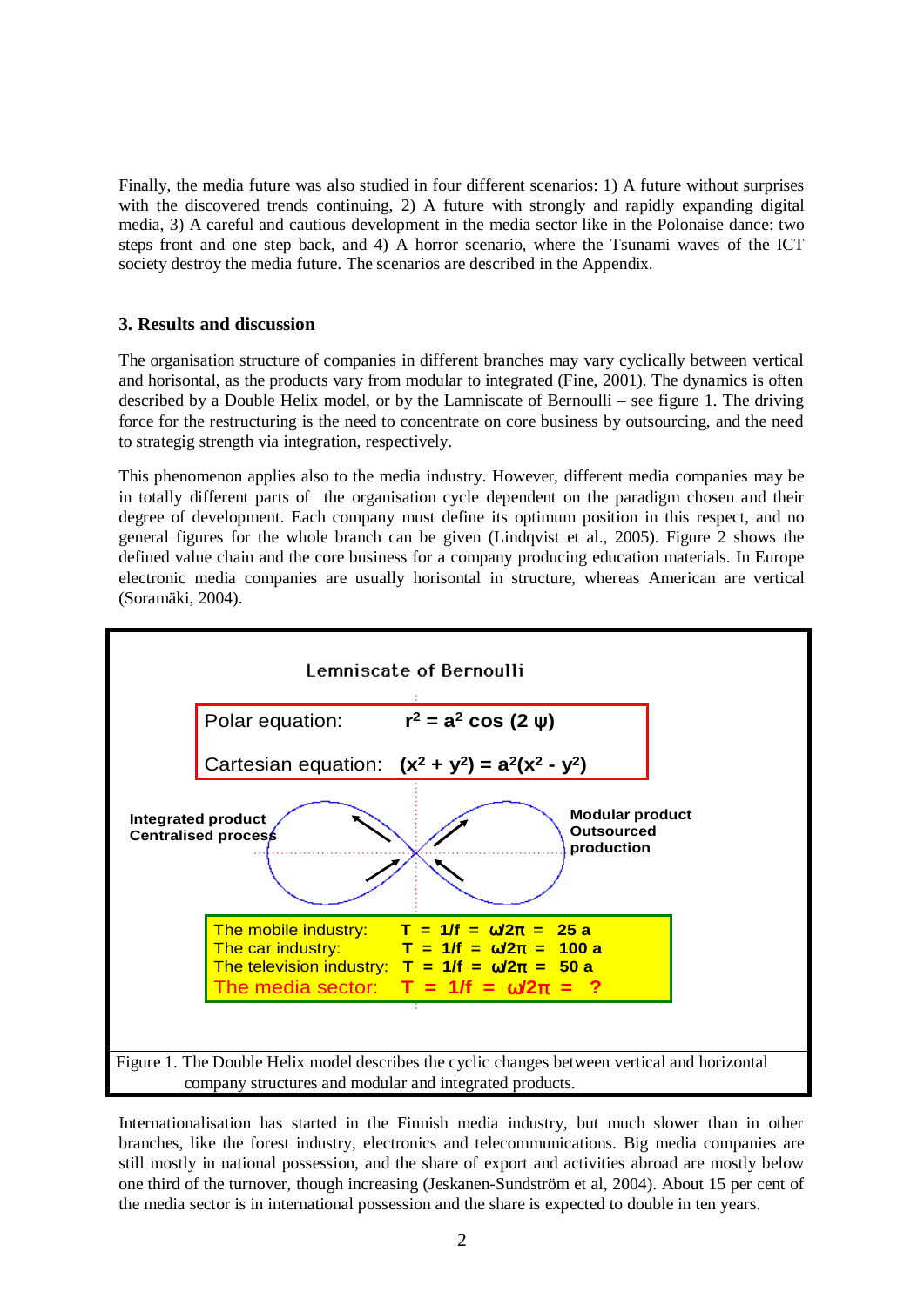Finally, the media future was also studied in four different scenarios: 1) A future without surprises with the discovered trends continuing, 2) A future with strongly and rapidly expanding digital media, 3) A careful and cautious development in the media sector like in the Polonaise dance: two steps front and one step back, and 4) A horror scenario, where the Tsunami waves of the ICT society destroy the media future. The scenarios are described in the Appendix.

## 3. Results and discussion

The organisation structure of companies in different branches may vary cyclically between vertical and horisontal, as the products vary from modular to integrated (Fine, 2001). The dynamics is often described by a Double Helix model, or by the Lamniscate of Bernoulli – see figure 1. The driving force for the restructuring is the need to concentrate on core business by outsourcing, and the need to strategig strength via integration, respectively.

This phenomenon applies also to the media industry. However, different media companies may be in totally different parts of the organisation cycle dependent on the paradigm chosen and their degree of development. Each company must define its optimum position in this respect, and no general figures for the whole branch can be given (Lindqvist et al., 2005). Figure 2 shows the defined value chain and the core business for a company producing education materials. In Europe electronic media companies are usually horisontal in structure, whereas American are vertical (Soramäki, 2004).

Lemniscate of Bernoulli

Polar equation: $r^2 = a^2 \cos(2\psi)$

Cartesian equation: $(x^2 + y^2) = a^2(x^2 - y^2)$

Integrated product
Centralised process

Modular product
Outsourced
production

| | |
|---|---|
| The mobile industry: | $T = 1/f = \omega/2\pi = 25$ a |
| The car industry: | $T = 1/f = \omega/2\pi = 100$ a |
| The television industry: | $T = 1/f = \omega/2\pi = 50$ a |
| The media sector: | $T = 1/f = \omega/2\pi = ?$ |

Figure 1. The Double Helix model describes the cyclic changes between vertical and horizontal company structures and modular and integrated products.

Internationalisation has started in the Finnish media industry, but much slower than in other branches, like the forest industry, electronics and telecommunications. Big media companies are still mostly in national possession, and the share of export and activities abroad are mostly below one third of the turnover, though increasing (Jeskanen-Sundström et al, 2004). About 15 per cent of the media sector is in international possession and the share is expected to double in ten years.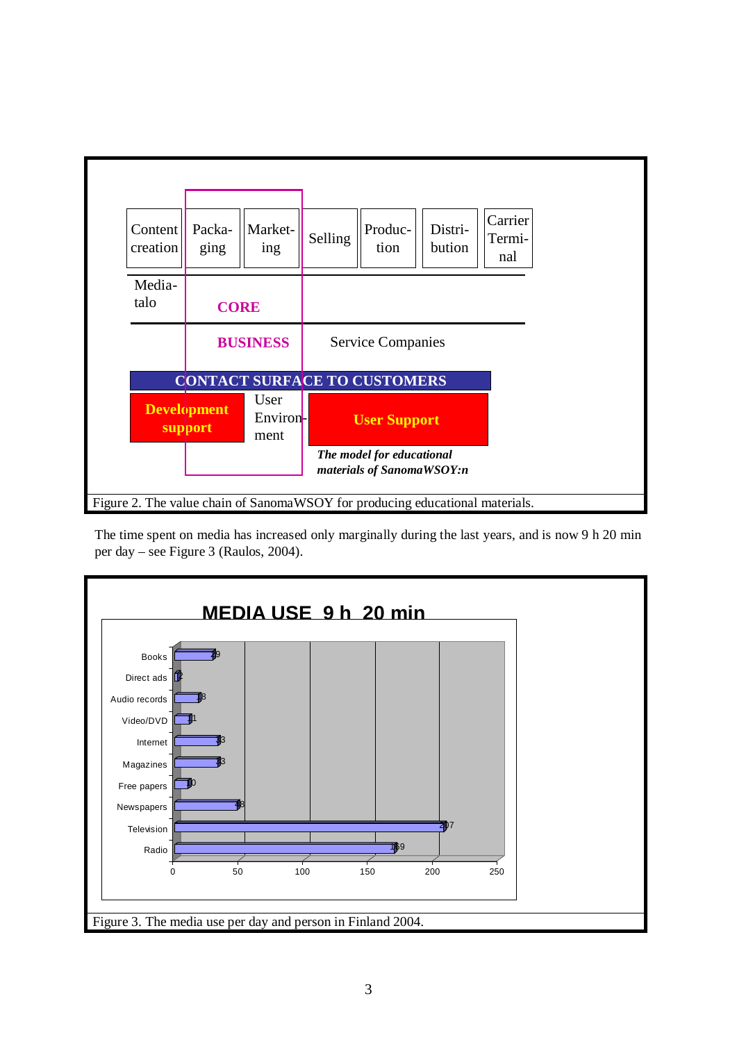Figure 2. The value chain of SanomaWSOY for producing educational materials.

The time spent on media has increased only marginally during the last years, and is now 9 h 20 min per day – see Figure 3 (Raulos, 2004).

Figure 3. The media use per day and person in Finland 2004.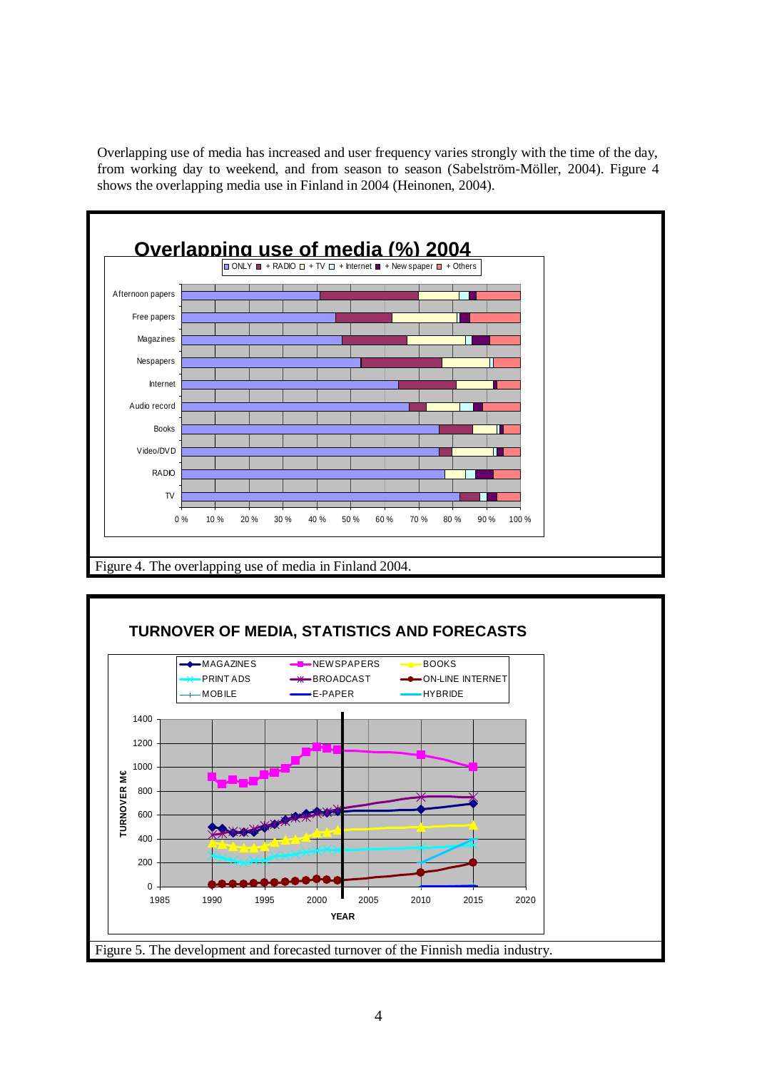Overlapping use of media has increased and user frequency varies strongly with the time of the day, from working day to weekend, and from season to season (Sabelström-Möller, 2004). Figure 4 shows the overlapping media use in Finland in 2004 (Heinonen, 2004).

Figure 4. The overlapping use of media in Finland 2004.

Figure 5. The development and forecasted turnover of the Finnish media industry.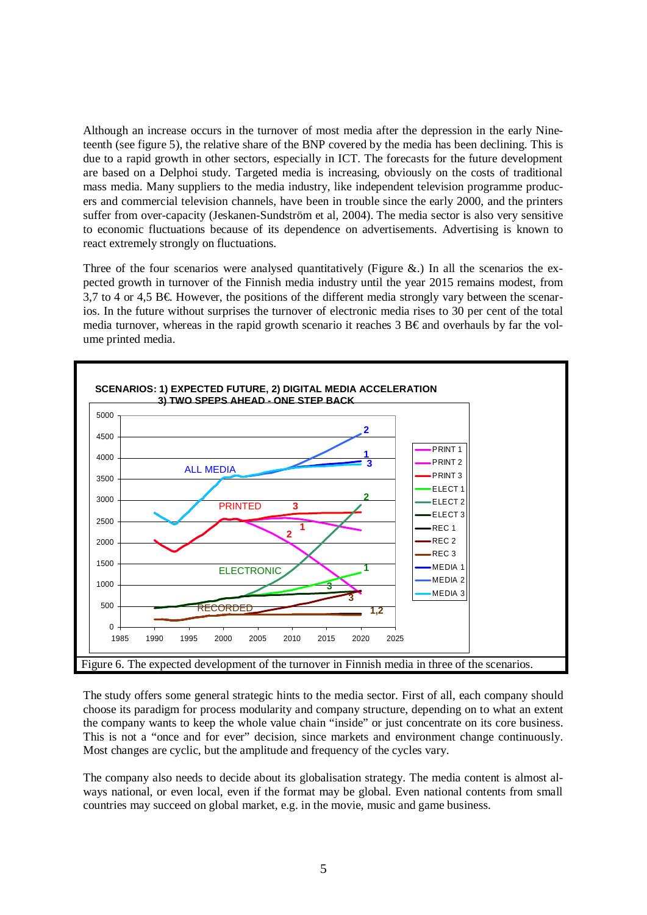Although an increase occurs in the turnover of most media after the depression in the early Nineteenth (see figure 5), the relative share of the BNP covered by the media has been declining. This is due to a rapid growth in other sectors, especially in ICT. The forecasts for the future development are based on a Delphoi study. Targeted media is increasing, obviously on the costs of traditional mass media. Many suppliers to the media industry, like independent television programme producers and commercial television channels, have been in trouble since the early 2000, and the printers suffer from over-capacity (Jeskanen-Sundström et al, 2004). The media sector is also very sensitive to economic fluctuations because of its dependence on advertisements. Advertising is known to react extremely strongly on fluctuations.

Three of the four scenarios were analysed quantitatively (Figure &.) In all the scenarios the expected growth in turnover of the Finnish media industry until the year 2015 remains modest, from 3,7 to 4 or 4,5 B€. However, the positions of the different media strongly vary between the scenarios. In the future without surprises the turnover of electronic media rises to 30 per cent of the total media turnover, whereas in the rapid growth scenario it reaches 3 B€ and overhauls by far the volume printed media.

Figure 6. The expected development of the turnover in Finnish media in three of the scenarios.

The study offers some general strategic hints to the media sector. First of all, each company should choose its paradigm for process modularity and company structure, depending on to what an extent the company wants to keep the whole value chain "inside" or just concentrate on its core business. This is not a "once and for ever" decision, since markets and environment change continuously. Most changes are cyclic, but the amplitude and frequency of the cycles vary.

The company also needs to decide about its globalisation strategy. The media content is almost always national, or even local, even if the format may be global. Even national contents from small countries may succeed on global market, e.g. in the movie, music and game business.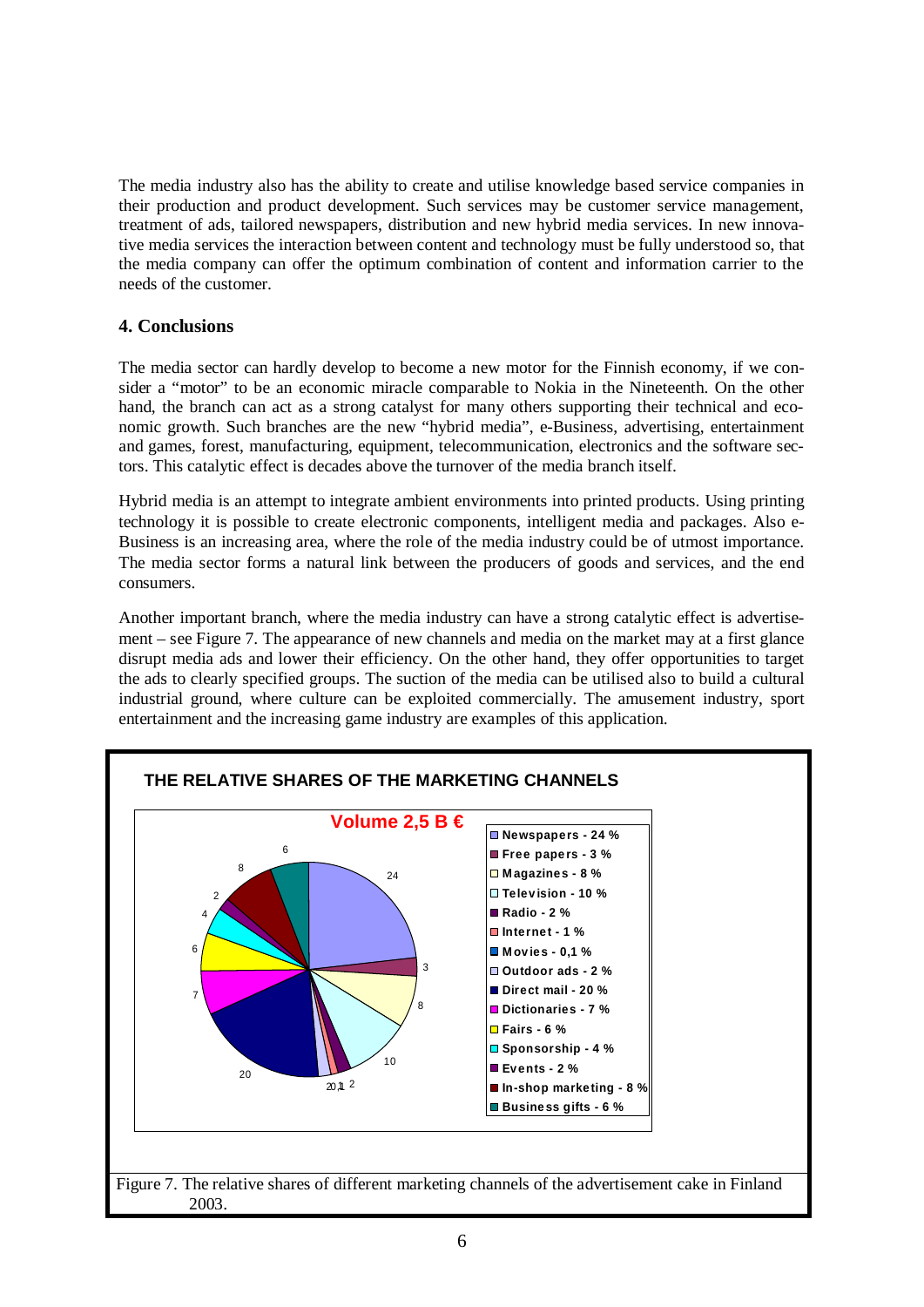The media industry also has the ability to create and utilise knowledge based service companies in their production and product development. Such services may be customer service management, treatment of ads, tailored newspapers, distribution and new hybrid media services. In new innovative media services the interaction between content and technology must be fully understood so, that the media company can offer the optimum combination of content and information carrier to the needs of the customer.

## 4. Conclusions

The media sector can hardly develop to become a new motor for the Finnish economy, if we consider a "motor" to be an economic miracle comparable to Nokia in the Nineteenth. On the other hand, the branch can act as a strong catalyst for many others supporting their technical and economic growth. Such branches are the new "hybrid media", e-Business, advertising, entertainment and games, forest, manufacturing, equipment, telecommunication, electronics and the software sectors. This catalytic effect is decades above the turnover of the media branch itself.

Hybrid media is an attempt to integrate ambient environments into printed products. Using printing technology it is possible to create electronic components, intelligent media and packages. Also e-Business is an increasing area, where the role of the media industry could be of utmost importance. The media sector forms a natural link between the producers of goods and services, and the end consumers.

Another important branch, where the media industry can have a strong catalytic effect is advertisement – see Figure 7. The appearance of new channels and media on the market may at a first glance disrupt media ads and lower their efficiency. On the other hand, they offer opportunities to target the ads to clearly specified groups. The suction of the media can be utilised also to build a cultural industrial ground, where culture can be exploited commercially. The amusement industry, sport entertainment and the increasing game industry are examples of this application.

**THE RELATIVE SHARES OF THE MARKETING CHANNELS**

**Volume 2,5 B €**

- Newspapers - 24 %
- Free papers - 3 %
- Magazines - 8 %
- Television - 10 %
- Radio - 2 %
- Internet - 1 %
- Movies - 0,1 %
- Outdoor ads - 2 %
- Direct mail - 20 %
- Dictionaries - 7 %
- Fairs - 6 %
- Sponsorship - 4 %
- Events - 2 %
- In-shop marketing - 8 %
- Business gifts - 6 %

Figure 7. The relative shares of different marketing channels of the advertisement cake in Finland 2003.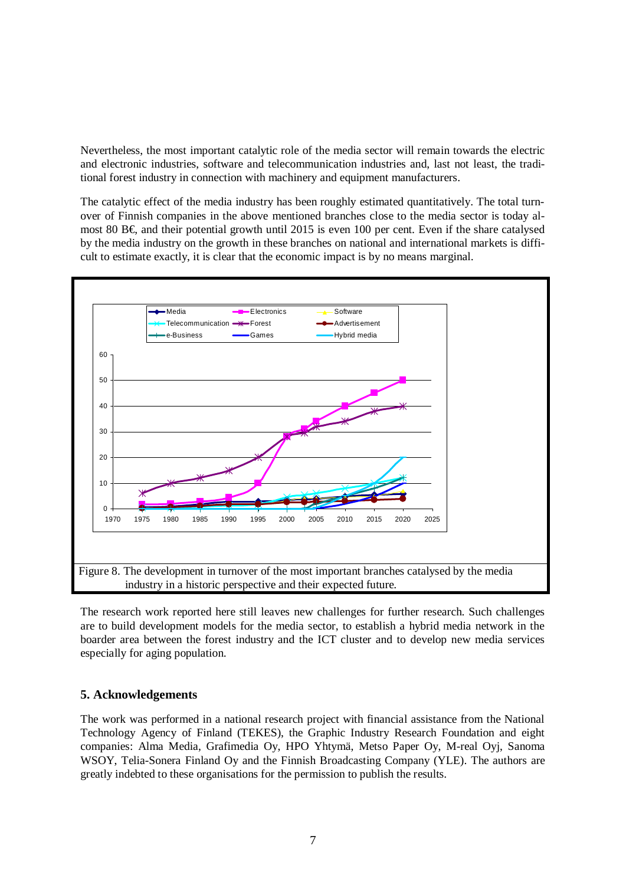Nevertheless, the most important catalytic role of the media sector will remain towards the electric and electronic industries, software and telecommunication industries and, last not least, the traditional forest industry in connection with machinery and equipment manufacturers.

The catalytic effect of the media industry has been roughly estimated quantitatively. The total turnover of Finnish companies in the above mentioned branches close to the media sector is today almost 80 B€, and their potential growth until 2015 is even 100 per cent. Even if the share catalysed by the media industry on the growth in these branches on national and international markets is difficult to estimate exactly, it is clear that the economic impact is by no means marginal.

Figure 8. The development in turnover of the most important branches catalysed by the media industry in a historic perspective and their expected future.

The research work reported here still leaves new challenges for further research. Such challenges are to build development models for the media sector, to establish a hybrid media network in the boarder area between the forest industry and the ICT cluster and to develop new media services especially for aging population.

## 5. Acknowledgements

The work was performed in a national research project with financial assistance from the National Technology Agency of Finland (TEKES), the Graphic Industry Research Foundation and eight companies: Alma Media, Grafimedia Oy, HPO Yhtymä, Metso Paper Oy, M-real Oyj, Sanoma WSOY, Telia-Sonera Finland Oy and the Finnish Broadcasting Company (YLE). The authors are greatly indebted to these organisations for the permission to publish the results.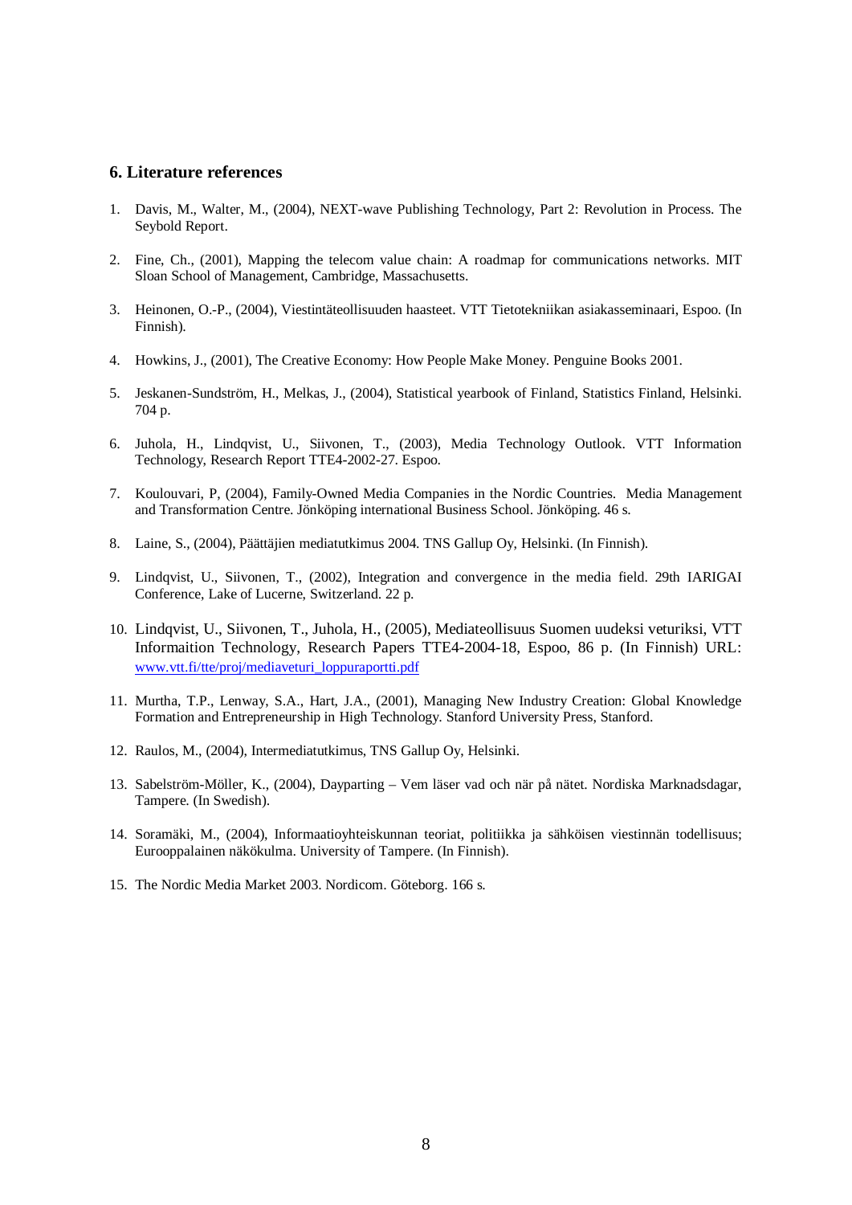## 6. Literature references

1. Davis, M., Walter, M., (2004), NEXT-wave Publishing Technology, Part 2: Revolution in Process. The Seybold Report.

2. Fine, Ch., (2001), Mapping the telecom value chain: A roadmap for communications networks. MIT Sloan School of Management, Cambridge, Massachusetts.

3. Heinonen, O.-P., (2004), Viestintäteollisuuden haasteet. VTT Tietotekniikan asiakasseminaari, Espoo. (In Finnish).

4. Howkins, J., (2001), The Creative Economy: How People Make Money. Penguine Books 2001.

5. Jeskanen-Sundström, H., Melkas, J., (2004), Statistical yearbook of Finland, Statistics Finland, Helsinki. 704 p.

6. Juhola, H., Lindqvist, U., Siivonen, T., (2003), Media Technology Outlook. VTT Information Technology, Research Report TTE4-2002-27. Espoo.

7. Koulouvari, P, (2004), Family-Owned Media Companies in the Nordic Countries. Media Management and Transformation Centre. Jönköping international Business School. Jönköping. 46 s.

8. Laine, S., (2004), Päättäjien mediatutkimus 2004. TNS Gallup Oy, Helsinki. (In Finnish).

9. Lindqvist, U., Siivonen, T., (2002), Integration and convergence in the media field. 29th IARIGAI Conference, Lake of Lucerne, Switzerland. 22 p.

10. Lindqvist, U., Siivonen, T., Juhola, H., (2005), Mediateollisuus Suomen uudeksi veturiksi, VTT Informaition Technology, Research Papers TTE4-2004-18, Espoo, 86 p. (In Finnish) URL: www.vtt.fi/tte/proj/mediaveturi_loppuraportti.pdf

11. Murtha, T.P., Lenway, S.A., Hart, J.A., (2001), Managing New Industry Creation: Global Knowledge Formation and Entrepreneurship in High Technology. Stanford University Press, Stanford.

12. Raulos, M., (2004), Intermediatutkimus, TNS Gallup Oy, Helsinki.

13. Sabelström-Möller, K., (2004), Dayparting – Vem läser vad och när på nätet. Nordiska Marknadsdagar, Tampere. (In Swedish).

14. Soramäki, M., (2004), Informaatioyhteiskunnan teoriat, politiikka ja sähköisen viestinnän todellisuus; Eurooppalainen näkökulma. University of Tampere. (In Finnish).

15. The Nordic Media Market 2003. Nordicom. Göteborg. 166 s.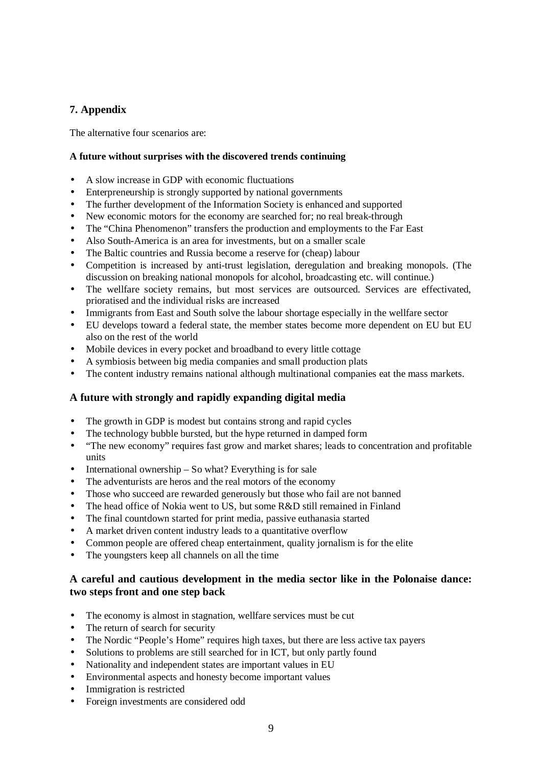## 7. Appendix

The alternative four scenarios are:

**A future without surprises with the discovered trends continuing**

- A slow increase in GDP with economic fluctuations
- Enterpreneurship is strongly supported by national governments
- The further development of the Information Society is enhanced and supported
- New economic motors for the economy are searched for; no real break-through
- The "China Phenomenon" transfers the production and employments to the Far East
- Also South-America is an area for investments, but on a smaller scale
- The Baltic countries and Russia become a reserve for (cheap) labour
- Competition is increased by anti-trust legislation, deregulation and breaking monopols. (The discussion on breaking national monopols for alcohol, broadcasting etc. will continue.)
- The wellfare society remains, but most services are outsourced. Services are effectivated, prioratised and the individual risks are increased
- Immigrants from East and South solve the labour shortage especially in the wellfare sector
- EU develops toward a federal state, the member states become more dependent on EU but EU also on the rest of the world
- Mobile devices in every pocket and broadband to every little cottage
- A symbiosis between big media companies and small production plats
- The content industry remains national although multinational companies eat the mass markets.

### A future with strongly and rapidly expanding digital media

- The growth in GDP is modest but contains strong and rapid cycles
- The technology bubble bursted, but the hype returned in damped form
- "The new economy" requires fast grow and market shares; leads to concentration and profitable units
- International ownership – So what? Everything is for sale
- The adventurists are heros and the real motors of the economy
- Those who succeed are rewarded generously but those who fail are not banned
- The head office of Nokia went to US, but some R&D still remained in Finland
- The final countdown started for print media, passive euthanasia started
- A market driven content industry leads to a quantitative overflow
- Common people are offered cheap entertainment, quality jornalism is for the elite
- The youngsters keep all channels on all the time

### A careful and cautious development in the media sector like in the Polonaise dance: two steps front and one step back

- The economy is almost in stagnation, wellfare services must be cut
- The return of search for security
- The Nordic "People's Home" requires high taxes, but there are less active tax payers
- Solutions to problems are still searched for in ICT, but only partly found
- Nationality and independent states are important values in EU
- Environmental aspects and honesty become important values
- Immigration is restricted
- Foreign investments are considered odd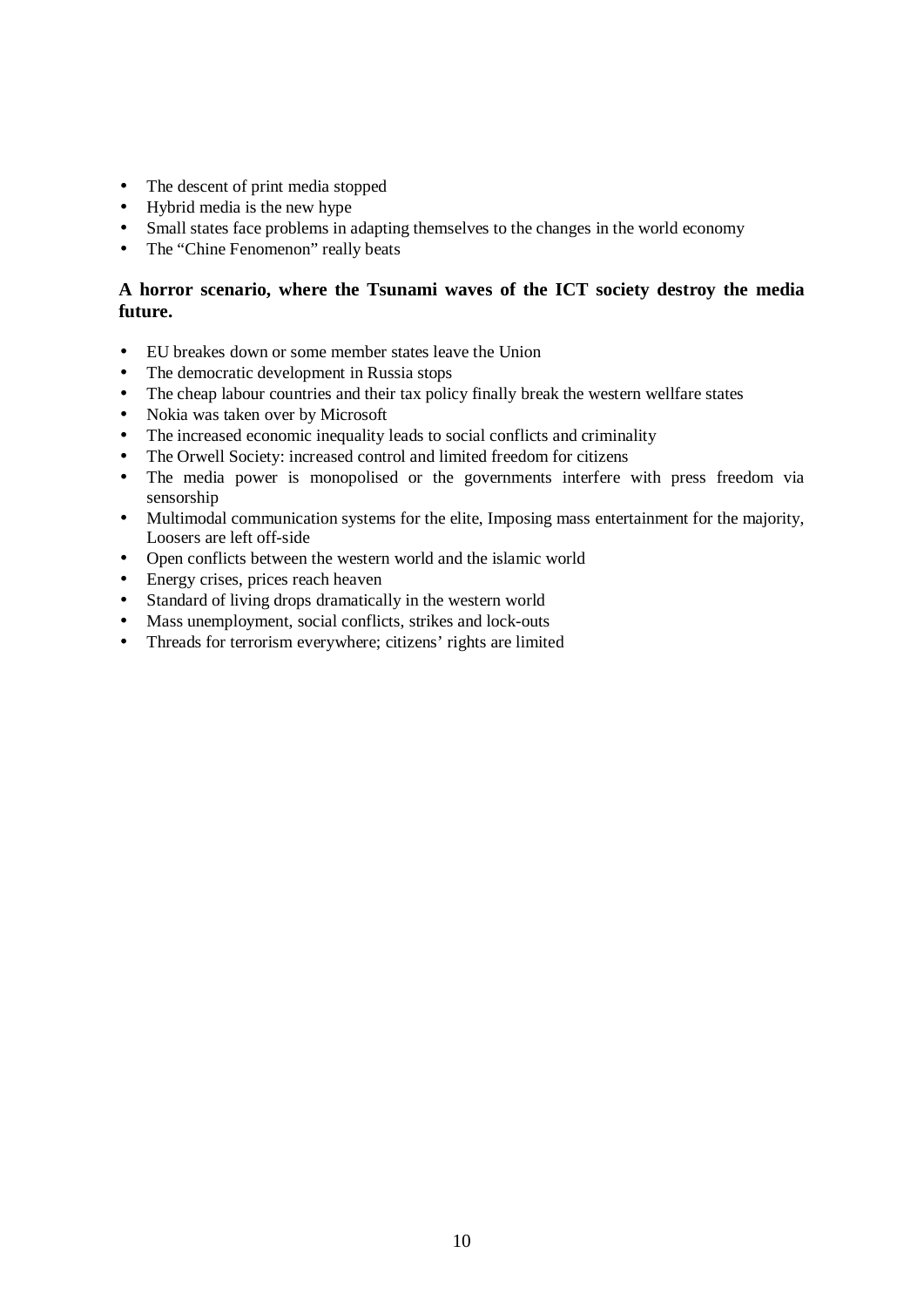- The descent of print media stopped
- Hybrid media is the new hype
- Small states face problems in adapting themselves to the changes in the world economy
- The “Chine Fenomenon” really beats

**A horror scenario, where the Tsunami waves of the ICT society destroy the media future.**

- EU breakes down or some member states leave the Union
- The democratic development in Russia stops
- The cheap labour countries and their tax policy finally break the western wellfare states
- Nokia was taken over by Microsoft
- The increased economic inequality leads to social conflicts and criminality
- The Orwell Society: increased control and limited freedom for citizens
- The media power is monopolised or the governments interfere with press freedom via sensorship
- Multimodal communication systems for the elite, Imposing mass entertainment for the majority, Loosers are left off-side
- Open conflicts between the western world and the islamic world
- Energy crises, prices reach heaven
- Standard of living drops dramatically in the western world
- Mass unemployment, social conflicts, strikes and lock-outs
- Threads for terrorism everywhere; citizens’ rights are limited